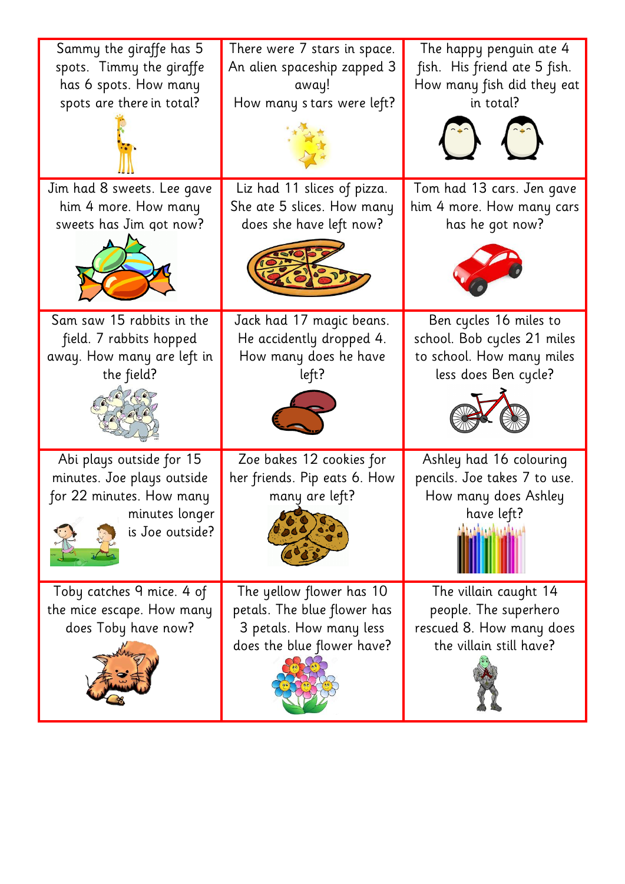| | | |
|---|---|---|
| Sammy the giraffe has 5 spots. Timmy the giraffe has 6 spots. How many spots are there in total? | There were 7 stars in space. An alien spaceship zapped 3 away! How many s tars were left? | The happy penguin ate 4 fish. His friend ate 5 fish. How many fish did they eat in total? |
| Jim had 8 sweets. Lee gave him 4 more. How many sweets has Jim got now? | Liz had 11 slices of pizza. She ate 5 slices. How many does she have left now? | Tom had 13 cars. Jen gave him 4 more. How many cars has he got now? |
| Sam saw 15 rabbits in the field. 7 rabbits hopped away. How many are left in the field? | Jack had 17 magic beans. He accidently dropped 4. How many does he have left? | Ben cycles 16 miles to school. Bob cycles 21 miles to school. How many miles less does Ben cycle? |
| Abi plays outside for 15 minutes. Joe plays outside for 22 minutes. How many minutes longer is Joe outside? | Zoe bakes 12 cookies for her friends. Pip eats 6. How many are left? | Ashley had 16 colouring pencils. Joe takes 7 to use. How many does Ashley have left? |
| Toby catches 9 mice. 4 of the mice escape. How many does Toby have now? | The yellow flower has 10 petals. The blue flower has 3 petals. How many less does the blue flower have? | The villain caught 14 people. The superhero rescued 8. How many does the villain still have? |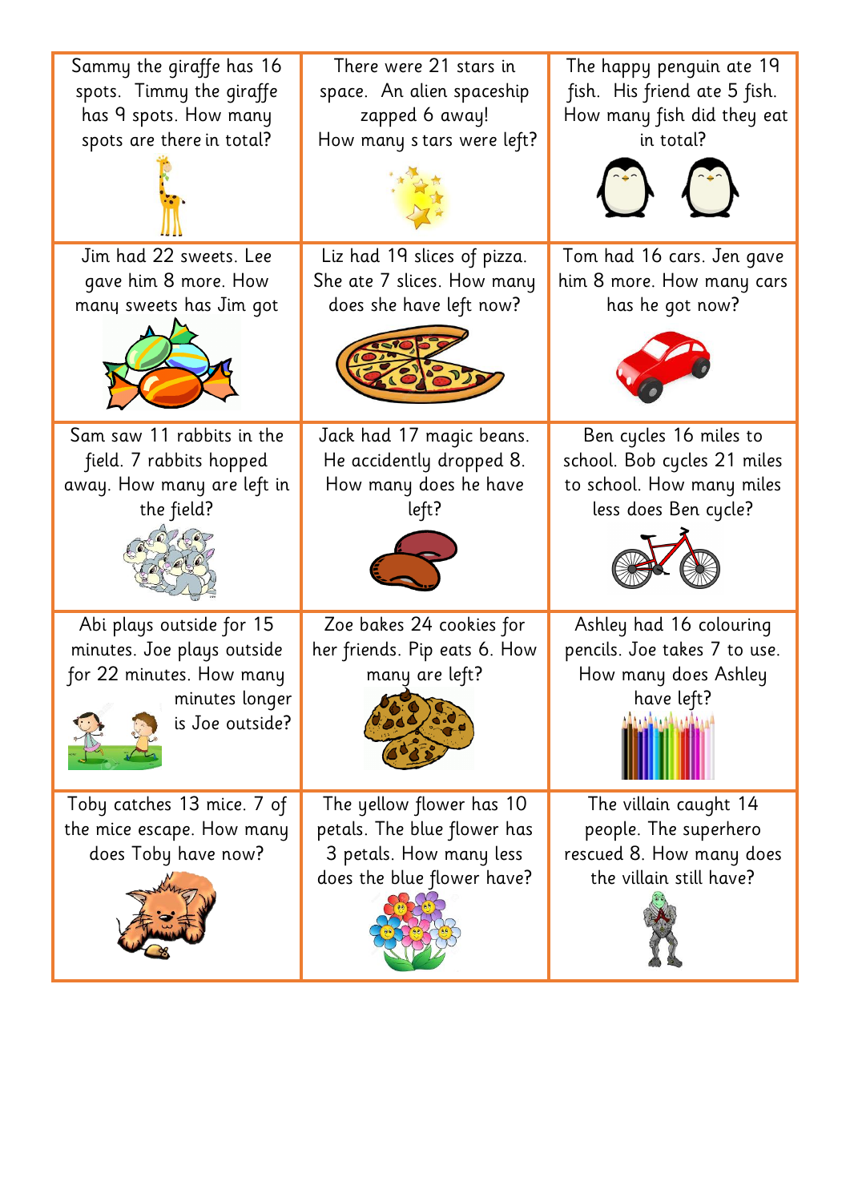| | | |
|---|---|---|
| Sammy the giraffe has 16 spots. Timmy the giraffe has 9 spots. How many spots are there in total? | There were 21 stars in space. An alien spaceship zapped 6 away! How many s tars were left? | The happy penguin ate 19 fish. His friend ate 5 fish. How many fish did they eat in total? |
| Jim had 22 sweets. Lee gave him 8 more. How many sweets has Jim got | Liz had 19 slices of pizza. She ate 7 slices. How many does she have left now? | Tom had 16 cars. Jen gave him 8 more. How many cars has he got now? |
| Sam saw 11 rabbits in the field. 7 rabbits hopped away. How many are left in the field? | Jack had 17 magic beans. He accidently dropped 8. How many does he have left? | Ben cycles 16 miles to school. Bob cycles 21 miles to school. How many miles less does Ben cycle? |
| Abi plays outside for 15 minutes. Joe plays outside for 22 minutes. How many minutes longer is Joe outside? | Zoe bakes 24 cookies for her friends. Pip eats 6. How many are left? | Ashley had 16 colouring pencils. Joe takes 7 to use. How many does Ashley have left? |
| Toby catches 13 mice. 7 of the mice escape. How many does Toby have now? | The yellow flower has 10 petals. The blue flower has 3 petals. How many less does the blue flower have? | The villain caught 14 people. The superhero rescued 8. How many does the villain still have? |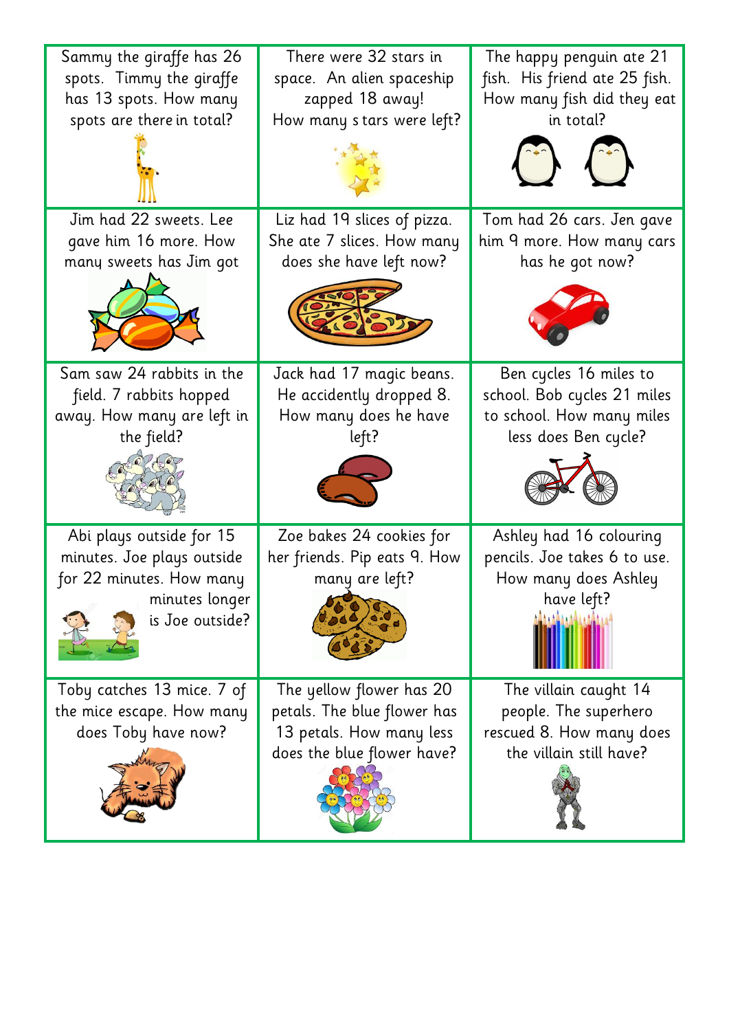| | | |
|---|---|---|
| Sammy the giraffe has 26 spots. Timmy the giraffe has 13 spots. How many spots are there in total? | There were 32 stars in space. An alien spaceship zapped 18 away! How many s tars were left? | The happy penguin ate 21 fish. His friend ate 25 fish. How many fish did they eat in total? |
| Jim had 22 sweets. Lee gave him 16 more. How many sweets has Jim got | Liz had 19 slices of pizza. She ate 7 slices. How many does she have left now? | Tom had 26 cars. Jen gave him 9 more. How many cars has he got now? |
| Sam saw 24 rabbits in the field. 7 rabbits hopped away. How many are left in the field? | Jack had 17 magic beans. He accidently dropped 8. How many does he have left? | Ben cycles 16 miles to school. Bob cycles 21 miles to school. How many miles less does Ben cycle? |
| Abi plays outside for 15 minutes. Joe plays outside for 22 minutes. How many minutes longer is Joe outside? | Zoe bakes 24 cookies for her friends. Pip eats 9. How many are left? | Ashley had 16 colouring pencils. Joe takes 6 to use. How many does Ashley have left? |
| Toby catches 13 mice. 7 of the mice escape. How many does Toby have now? | The yellow flower has 20 petals. The blue flower has 13 petals. How many less does the blue flower have? | The villain caught 14 people. The superhero rescued 8. How many does the villain still have? |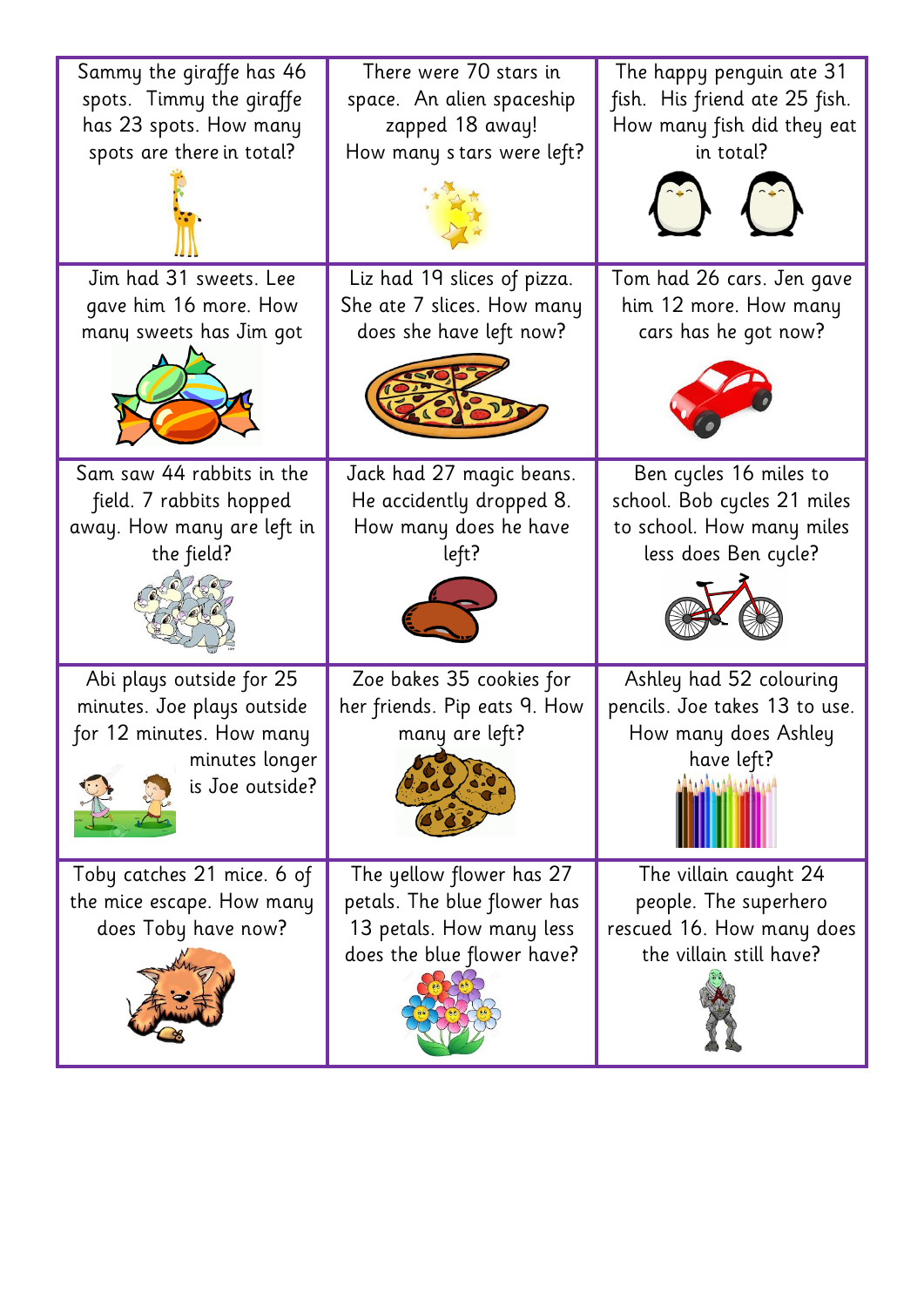| | | |
|---|---|---|
| Sammy the giraffe has 46 spots. Timmy the giraffe has 23 spots. How many spots are there in total? | There were 70 stars in space. An alien spaceship zapped 18 away! How many s tars were left? | The happy penguin ate 31 fish. His friend ate 25 fish. How many fish did they eat in total? |
| Jim had 31 sweets. Lee gave him 16 more. How many sweets has Jim got | Liz had 19 slices of pizza. She ate 7 slices. How many does she have left now? | Tom had 26 cars. Jen gave him 12 more. How many cars has he got now? |
| Sam saw 44 rabbits in the field. 7 rabbits hopped away. How many are left in the field? | Jack had 27 magic beans. He accidently dropped 8. How many does he have left? | Ben cycles 16 miles to school. Bob cycles 21 miles to school. How many miles less does Ben cycle? |
| Abi plays outside for 25 minutes. Joe plays outside for 12 minutes. How many minutes longer is Joe outside? | Zoe bakes 35 cookies for her friends. Pip eats 9. How many are left? | Ashley had 52 colouring pencils. Joe takes 13 to use. How many does Ashley have left? |
| Toby catches 21 mice. 6 of the mice escape. How many does Toby have now? | The yellow flower has 27 petals. The blue flower has 13 petals. How many less does the blue flower have? | The villain caught 24 people. The superhero rescued 16. How many does the villain still have? |